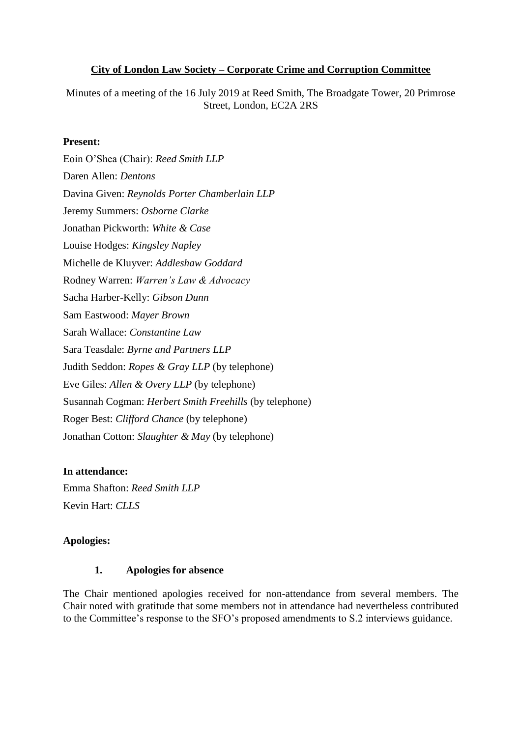**City of London Law Society – Corporate Crime and Corruption Committee**

Minutes of a meeting of the 16 July 2019 at Reed Smith, The Broadgate Tower, 20 Primrose Street, London, EC2A 2RS

**Present:**

Eoin O'Shea (Chair): *Reed Smith LLP*

Daren Allen: *Dentons*

Davina Given: *Reynolds Porter Chamberlain LLP*

Jeremy Summers: *Osborne Clarke*

Jonathan Pickworth: *White & Case*

Louise Hodges: *Kingsley Napley*

Michelle de Kluyver: *Addleshaw Goddard*

Rodney Warren: *Warren's Law & Advocacy*

Sacha Harber-Kelly: *Gibson Dunn*

Sam Eastwood: *Mayer Brown*

Sarah Wallace: *Constantine Law*

Sara Teasdale: *Byrne and Partners LLP*

Judith Seddon: *Ropes & Gray LLP* (by telephone)

Eve Giles: *Allen & Overy LLP* (by telephone)

Susannah Cogman: *Herbert Smith Freehills* (by telephone)

Roger Best: *Clifford Chance* (by telephone)

Jonathan Cotton: *Slaughter & May* (by telephone)

**In attendance:**

Emma Shafton: *Reed Smith LLP*

Kevin Hart: *CLLS*

**Apologies:**

**1. Apologies for absence**

The Chair mentioned apologies received for non-attendance from several members. The Chair noted with gratitude that some members not in attendance had nevertheless contributed to the Committee's response to the SFO's proposed amendments to S.2 interviews guidance.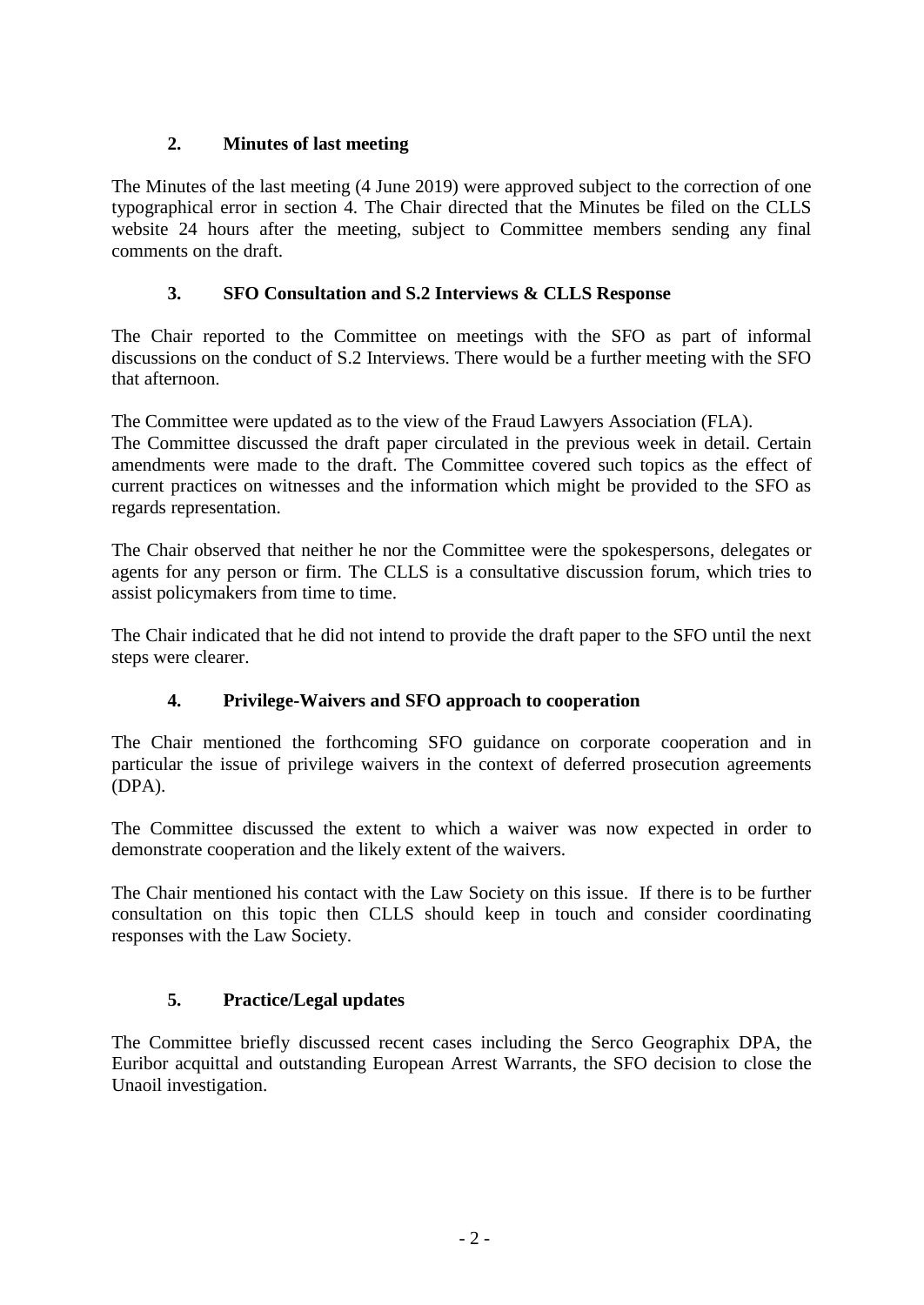## 2. Minutes of last meeting

The Minutes of the last meeting (4 June 2019) were approved subject to the correction of one typographical error in section 4. The Chair directed that the Minutes be filed on the CLLS website 24 hours after the meeting, subject to Committee members sending any final comments on the draft.

## 3. SFO Consultation and S.2 Interviews & CLLS Response

The Chair reported to the Committee on meetings with the SFO as part of informal discussions on the conduct of S.2 Interviews. There would be a further meeting with the SFO that afternoon.

The Committee were updated as to the view of the Fraud Lawyers Association (FLA).
The Committee discussed the draft paper circulated in the previous week in detail. Certain amendments were made to the draft. The Committee covered such topics as the effect of current practices on witnesses and the information which might be provided to the SFO as regards representation.

The Chair observed that neither he nor the Committee were the spokespersons, delegates or agents for any person or firm. The CLLS is a consultative discussion forum, which tries to assist policymakers from time to time.

The Chair indicated that he did not intend to provide the draft paper to the SFO until the next steps were clearer.

## 4. Privilege-Waivers and SFO approach to cooperation

The Chair mentioned the forthcoming SFO guidance on corporate cooperation and in particular the issue of privilege waivers in the context of deferred prosecution agreements (DPA).

The Committee discussed the extent to which a waiver was now expected in order to demonstrate cooperation and the likely extent of the waivers.

The Chair mentioned his contact with the Law Society on this issue. If there is to be further consultation on this topic then CLLS should keep in touch and consider coordinating responses with the Law Society.

## 5. Practice/Legal updates

The Committee briefly discussed recent cases including the Serco Geographix DPA, the Euribor acquittal and outstanding European Arrest Warrants, the SFO decision to close the Unaoil investigation.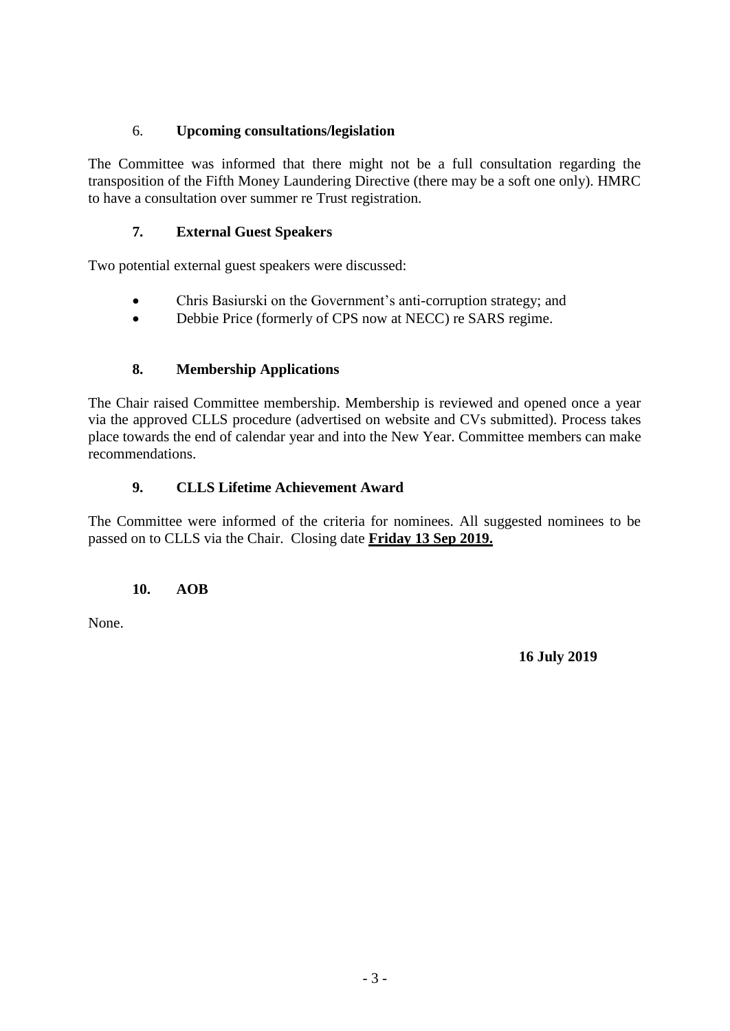## 6. **Upcoming consultations/legislation**

The Committee was informed that there might not be a full consultation regarding the transposition of the Fifth Money Laundering Directive (there may be a soft one only). HMRC to have a consultation over summer re Trust registration.

## 7. External Guest Speakers

Two potential external guest speakers were discussed:

- Chris Basiurski on the Government's anti-corruption strategy; and
- Debbie Price (formerly of CPS now at NECC) re SARS regime.

## 8. Membership Applications

The Chair raised Committee membership. Membership is reviewed and opened once a year via the approved CLLS procedure (advertised on website and CVs submitted). Process takes place towards the end of calendar year and into the New Year. Committee members can make recommendations.

## 9. CLLS Lifetime Achievement Award

The Committee were informed of the criteria for nominees. All suggested nominees to be passed on to CLLS via the Chair. Closing date **Friday 13 Sep 2019.**

## 10. AOB

None.

**16 July 2019**